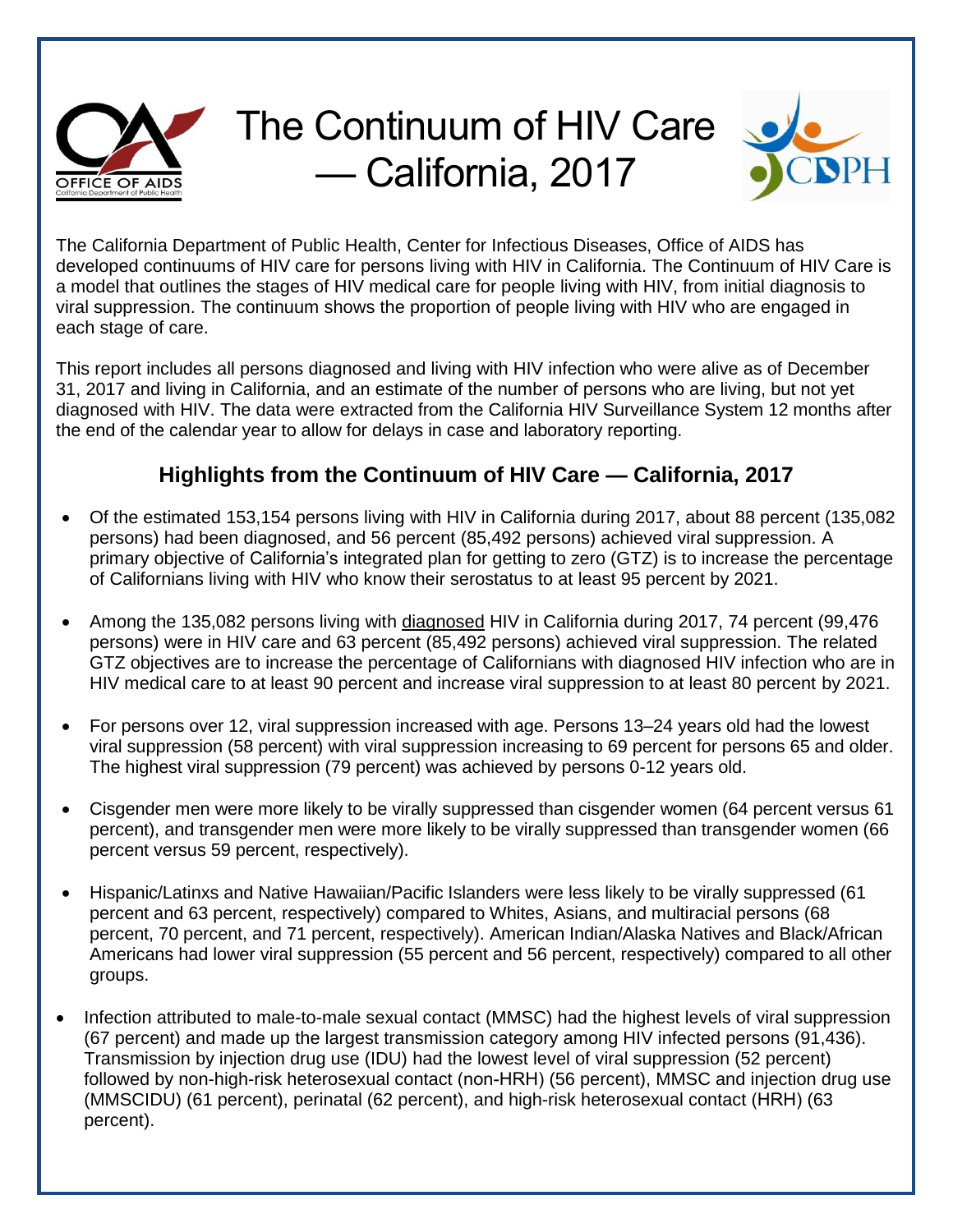# The Continuum of HIV Care — California, 2017

The California Department of Public Health, Center for Infectious Diseases, Office of AIDS has developed continuums of HIV care for persons living with HIV in California. The Continuum of HIV Care is a model that outlines the stages of HIV medical care for people living with HIV, from initial diagnosis to viral suppression. The continuum shows the proportion of people living with HIV who are engaged in each stage of care.

This report includes all persons diagnosed and living with HIV infection who were alive as of December 31, 2017 and living in California, and an estimate of the number of persons who are living, but not yet diagnosed with HIV. The data were extracted from the California HIV Surveillance System 12 months after the end of the calendar year to allow for delays in case and laboratory reporting.

## Highlights from the Continuum of HIV Care — California, 2017

- Of the estimated 153,154 persons living with HIV in California during 2017, about 88 percent (135,082 persons) had been diagnosed, and 56 percent (85,492 persons) achieved viral suppression. A primary objective of California's integrated plan for getting to zero (GTZ) is to increase the percentage of Californians living with HIV who know their serostatus to at least 95 percent by 2021.
- Among the 135,082 persons living with diagnosed HIV in California during 2017, 74 percent (99,476 persons) were in HIV care and 63 percent (85,492 persons) achieved viral suppression. The related GTZ objectives are to increase the percentage of Californians with diagnosed HIV infection who are in HIV medical care to at least 90 percent and increase viral suppression to at least 80 percent by 2021.
- For persons over 12, viral suppression increased with age. Persons 13–24 years old had the lowest viral suppression (58 percent) with viral suppression increasing to 69 percent for persons 65 and older. The highest viral suppression (79 percent) was achieved by persons 0-12 years old.
- Cisgender men were more likely to be virally suppressed than cisgender women (64 percent versus 61 percent), and transgender men were more likely to be virally suppressed than transgender women (66 percent versus 59 percent, respectively).
- Hispanic/Latinxs and Native Hawaiian/Pacific Islanders were less likely to be virally suppressed (61 percent and 63 percent, respectively) compared to Whites, Asians, and multiracial persons (68 percent, 70 percent, and 71 percent, respectively). American Indian/Alaska Natives and Black/African Americans had lower viral suppression (55 percent and 56 percent, respectively) compared to all other groups.
- Infection attributed to male-to-male sexual contact (MMSC) had the highest levels of viral suppression (67 percent) and made up the largest transmission category among HIV infected persons (91,436). Transmission by injection drug use (IDU) had the lowest level of viral suppression (52 percent) followed by non-high-risk heterosexual contact (non-HRH) (56 percent), MMSC and injection drug use (MMSCIDU) (61 percent), perinatal (62 percent), and high-risk heterosexual contact (HRH) (63 percent).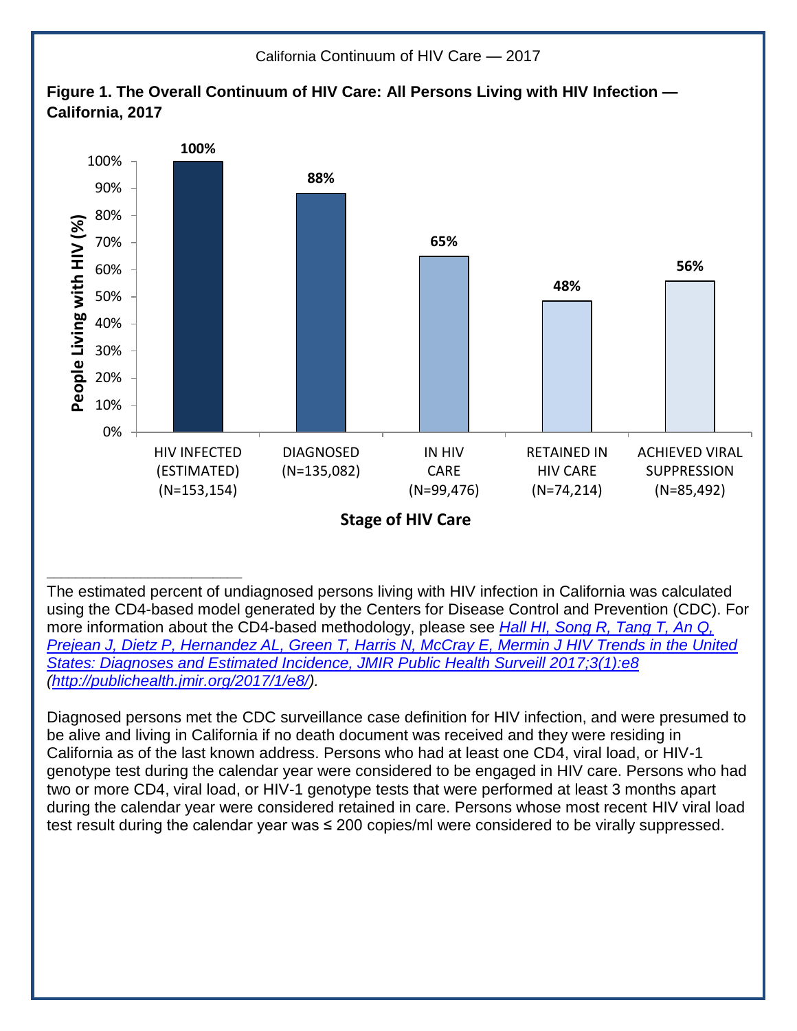**Figure 1. The Overall Continuum of HIV Care: All Persons Living with HIV Infection — California, 2017**

| Stage of HIV Care | People Living with HIV (%) |
|---|---|
| HIV INFECTED (ESTIMATED) (N=153,154) | 100% |
| DIAGNOSED (N=135,082) | 88% |
| IN HIV CARE (N=99,476) | 65% |
| RETAINED IN HIV CARE (N=74,214) | 48% |
| ACHIEVED VIRAL SUPPRESSION (N=85,492) | 56% |

---

The estimated percent of undiagnosed persons living with HIV infection in California was calculated using the CD4-based model generated by the Centers for Disease Control and Prevention (CDC). For more information about the CD4-based methodology, please see *Hall HI, Song R, Tang T, An Q, Prejean J, Dietz P, Hernandez AL, Green T, Harris N, McCray E, Mermin J HIV Trends in the United States: Diagnoses and Estimated Incidence, JMIR Public Health Surveill 2017;3(1):e8 (http://publichealth.jmir.org/2017/1/e8/)*.

Diagnosed persons met the CDC surveillance case definition for HIV infection, and were presumed to be alive and living in California if no death document was received and they were residing in California as of the last known address. Persons who had at least one CD4, viral load, or HIV-1 genotype test during the calendar year were considered to be engaged in HIV care. Persons who had two or more CD4, viral load, or HIV-1 genotype tests that were performed at least 3 months apart during the calendar year were considered retained in care. Persons whose most recent HIV viral load test result during the calendar year was ≤ 200 copies/ml were considered to be virally suppressed.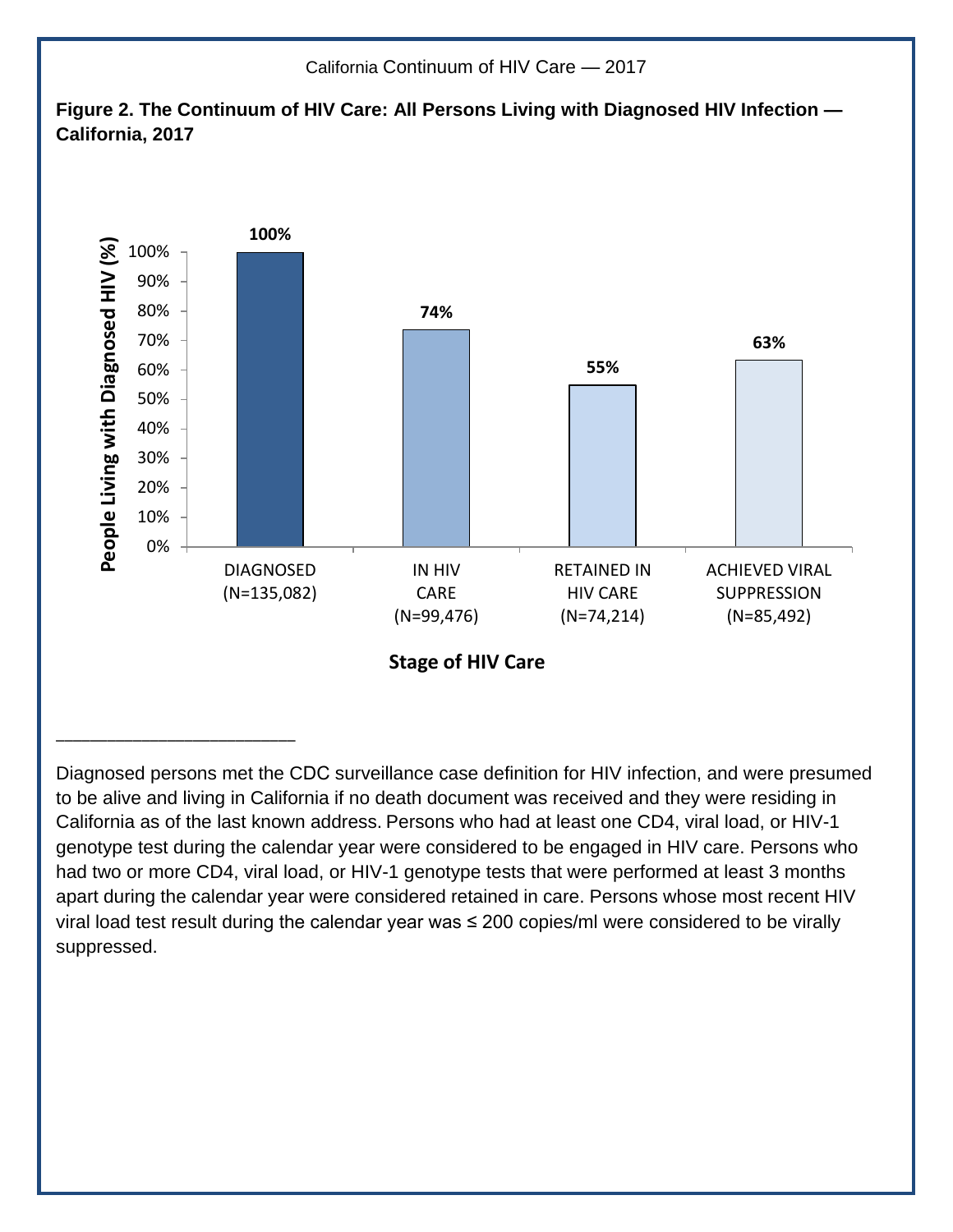**Figure 2. The Continuum of HIV Care: All Persons Living with Diagnosed HIV Infection — California, 2017**

| Stage of HIV Care | People Living with Diagnosed HIV (%) |
| --- | --- |
| DIAGNOSED (N=135,082) | 100% |
| IN HIV CARE (N=99,476) | 74% |
| RETAINED IN HIV CARE (N=74,214) | 55% |
| ACHIEVED VIRAL SUPPRESSION (N=85,492) | 63% |

Diagnosed persons met the CDC surveillance case definition for HIV infection, and were presumed to be alive and living in California if no death document was received and they were residing in California as of the last known address. Persons who had at least one CD4, viral load, or HIV-1 genotype test during the calendar year were considered to be engaged in HIV care. Persons who had two or more CD4, viral load, or HIV-1 genotype tests that were performed at least 3 months apart during the calendar year were considered retained in care. Persons whose most recent HIV viral load test result during the calendar year was ≤ 200 copies/ml were considered to be virally suppressed.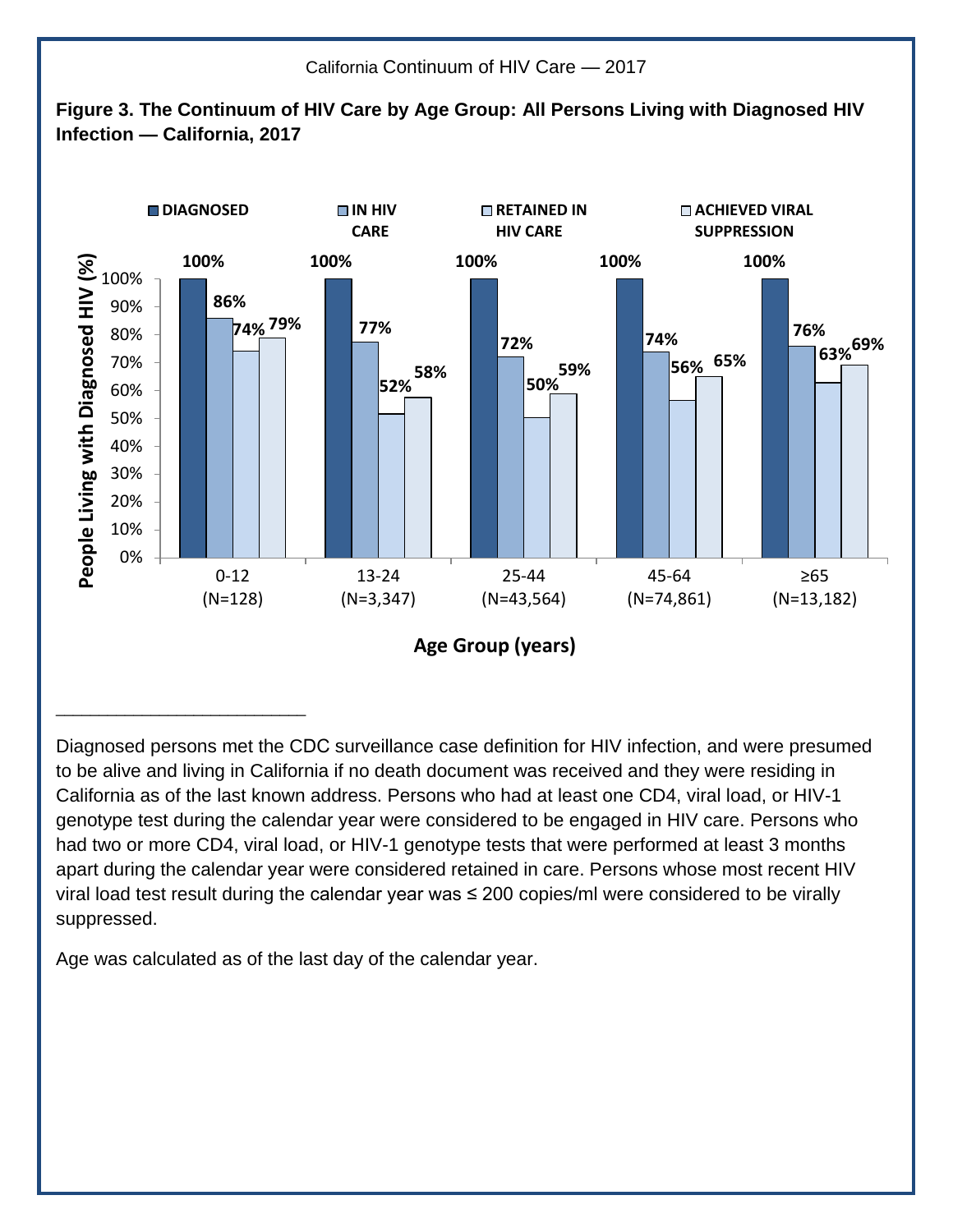**Figure 3. The Continuum of HIV Care by Age Group: All Persons Living with Diagnosed HIV Infection — California, 2017**

| Age Group (years) | DIAGNOSED | IN HIV CARE | RETAINED IN HIV CARE | ACHIEVED VIRAL SUPPRESSION |
|---|---|---|---|---|
| 0-12 (N=128) | 100% | 86% | 74% | 79% |
| 13-24 (N=3,347) | 100% | 77% | 52% | 58% |
| 25-44 (N=43,564) | 100% | 72% | 50% | 59% |
| 45-64 (N=74,861) | 100% | 74% | 56% | 65% |
| ≥65 (N=13,182) | 100% | 76% | 63% | 69% |

Y-axis: People Living with Diagnosed HIV (%)

X-axis: Age Group (years)

---

Diagnosed persons met the CDC surveillance case definition for HIV infection, and were presumed to be alive and living in California if no death document was received and they were residing in California as of the last known address. Persons who had at least one CD4, viral load, or HIV-1 genotype test during the calendar year were considered to be engaged in HIV care. Persons who had two or more CD4, viral load, or HIV-1 genotype tests that were performed at least 3 months apart during the calendar year were considered retained in care. Persons whose most recent HIV viral load test result during the calendar year was ≤ 200 copies/ml were considered to be virally suppressed.

Age was calculated as of the last day of the calendar year.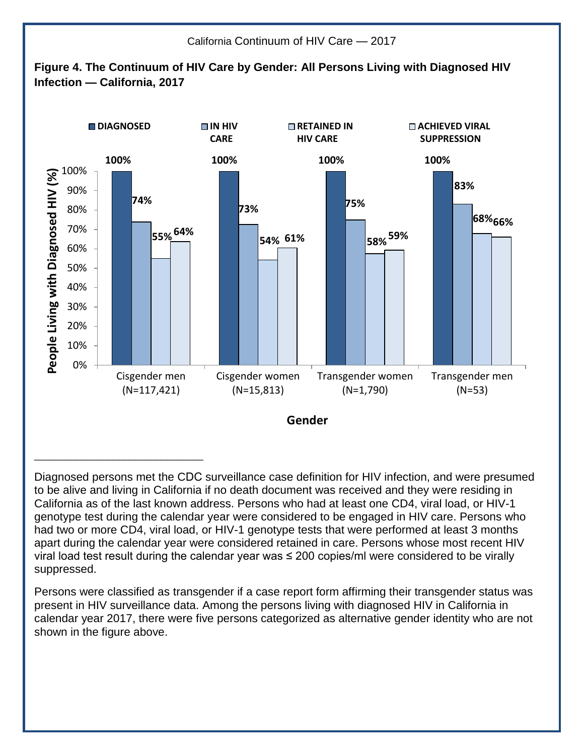**Figure 4. The Continuum of HIV Care by Gender: All Persons Living with Diagnosed HIV Infection — California, 2017**

| Gender | DIAGNOSED | IN HIV CARE | RETAINED IN HIV CARE | ACHIEVED VIRAL SUPPRESSION |
|---|---|---|---|---|
| Cisgender men (N=117,421) | 100% | 74% | 55% | 64% |
| Cisgender women (N=15,813) | 100% | 73% | 54% | 61% |
| Transgender women (N=1,790) | 100% | 75% | 58% | 59% |
| Transgender men (N=53) | 100% | 83% | 68% | 66% |

Diagnosed persons met the CDC surveillance case definition for HIV infection, and were presumed to be alive and living in California if no death document was received and they were residing in California as of the last known address. Persons who had at least one CD4, viral load, or HIV-1 genotype test during the calendar year were considered to be engaged in HIV care. Persons who had two or more CD4, viral load, or HIV-1 genotype tests that were performed at least 3 months apart during the calendar year were considered retained in care. Persons whose most recent HIV viral load test result during the calendar year was ≤ 200 copies/ml were considered to be virally suppressed.

Persons were classified as transgender if a case report form affirming their transgender status was present in HIV surveillance data. Among the persons living with diagnosed HIV in California in calendar year 2017, there were five persons categorized as alternative gender identity who are not shown in the figure above.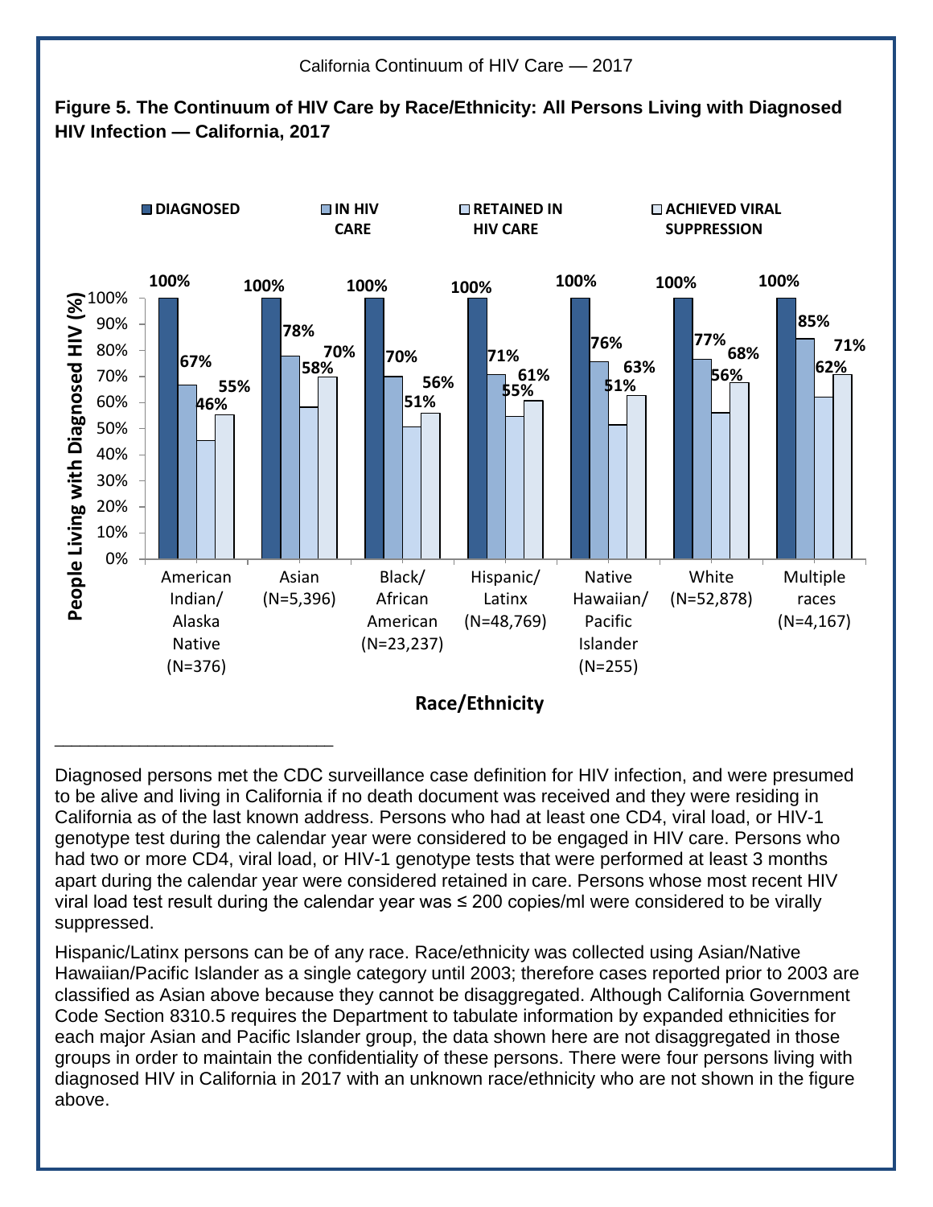**Figure 5. The Continuum of HIV Care by Race/Ethnicity: All Persons Living with Diagnosed HIV Infection — California, 2017**

People Living with Diagnosed HIV (%), by Race/Ethnicity

| Race/Ethnicity | DIAGNOSED | IN HIV CARE | RETAINED IN HIV CARE | ACHIEVED VIRAL SUPPRESSION |
|---|---|---|---|---|
| American Indian/ Alaska Native (N=376) | 100% | 67% | 46% | 55% |
| Asian (N=5,396) | 100% | 78% | 58% | 70% |
| Black/ African American (N=23,237) | 100% | 70% | 51% | 56% |
| Hispanic/ Latinx (N=48,769) | 100% | 71% | 55% | 61% |
| Native Hawaiian/ Pacific Islander (N=255) | 100% | 76% | 51% | 63% |
| White (N=52,878) | 100% | 77% | 56% | 68% |
| Multiple races (N=4,167) | 100% | 85% | 62% | 71% |

---

Diagnosed persons met the CDC surveillance case definition for HIV infection, and were presumed to be alive and living in California if no death document was received and they were residing in California as of the last known address. Persons who had at least one CD4, viral load, or HIV-1 genotype test during the calendar year were considered to be engaged in HIV care. Persons who had two or more CD4, viral load, or HIV-1 genotype tests that were performed at least 3 months apart during the calendar year were considered retained in care. Persons whose most recent HIV viral load test result during the calendar year was ≤ 200 copies/ml were considered to be virally suppressed.

Hispanic/Latinx persons can be of any race. Race/ethnicity was collected using Asian/Native Hawaiian/Pacific Islander as a single category until 2003; therefore cases reported prior to 2003 are classified as Asian above because they cannot be disaggregated. Although California Government Code Section 8310.5 requires the Department to tabulate information by expanded ethnicities for each major Asian and Pacific Islander group, the data shown here are not disaggregated in those groups in order to maintain the confidentiality of these persons. There were four persons living with diagnosed HIV in California in 2017 with an unknown race/ethnicity who are not shown in the figure above.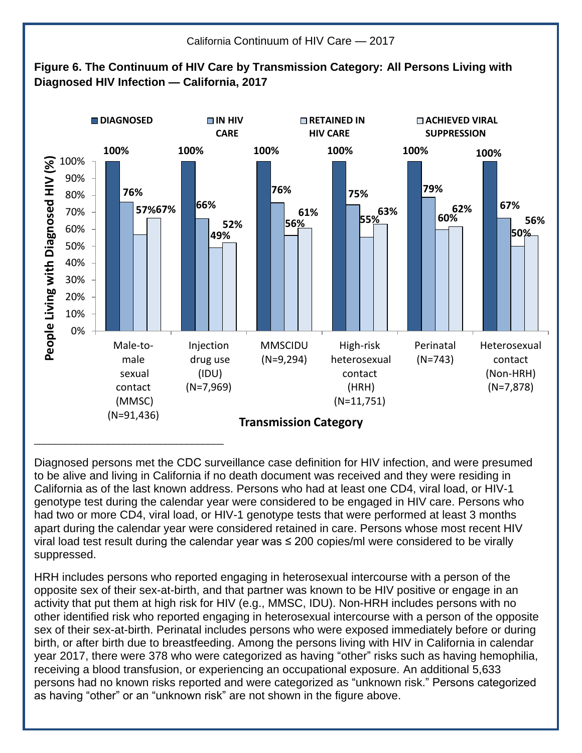California Continuum of HIV Care — 2017

**Figure 6. The Continuum of HIV Care by Transmission Category: All Persons Living with Diagnosed HIV Infection — California, 2017**

DIAGNOSED
IN HIV CARE
RETAINED IN HIV CARE
ACHIEVED VIRAL SUPPRESSION

People Living with Diagnosed HIV (%)

100%
90%
80%
70%
60%
50%
40%
30%
20%
10%
0%

Male-to-male sexual contact (MMSC) (N=91,436): 100% 76% 57% 67%

Injection drug use (IDU) (N=7,969): 100% 66% 49% 52%

MMSCIDU (N=9,294): 100% 76% 56% 61%

High-risk heterosexual contact (HRH) (N=11,751): 100% 75% 55% 63%

Perinatal (N=743): 100% 79% 60% 62%

Heterosexual contact (Non-HRH) (N=7,878): 100% 67% 50% 56%

Transmission Category

---

Diagnosed persons met the CDC surveillance case definition for HIV infection, and were presumed to be alive and living in California if no death document was received and they were residing in California as of the last known address. Persons who had at least one CD4, viral load, or HIV-1 genotype test during the calendar year were considered to be engaged in HIV care. Persons who had two or more CD4, viral load, or HIV-1 genotype tests that were performed at least 3 months apart during the calendar year were considered retained in care. Persons whose most recent HIV viral load test result during the calendar year was ≤ 200 copies/ml were considered to be virally suppressed.

HRH includes persons who reported engaging in heterosexual intercourse with a person of the opposite sex of their sex-at-birth, and that partner was known to be HIV positive or engage in an activity that put them at high risk for HIV (e.g., MMSC, IDU). Non-HRH includes persons with no other identified risk who reported engaging in heterosexual intercourse with a person of the opposite sex of their sex-at-birth. Perinatal includes persons who were exposed immediately before or during birth, or after birth due to breastfeeding. Among the persons living with HIV in California in calendar year 2017, there were 378 who were categorized as having "other" risks such as having hemophilia, receiving a blood transfusion, or experiencing an occupational exposure. An additional 5,633 persons had no known risks reported and were categorized as "unknown risk." Persons categorized as having "other" or an "unknown risk" are not shown in the figure above.